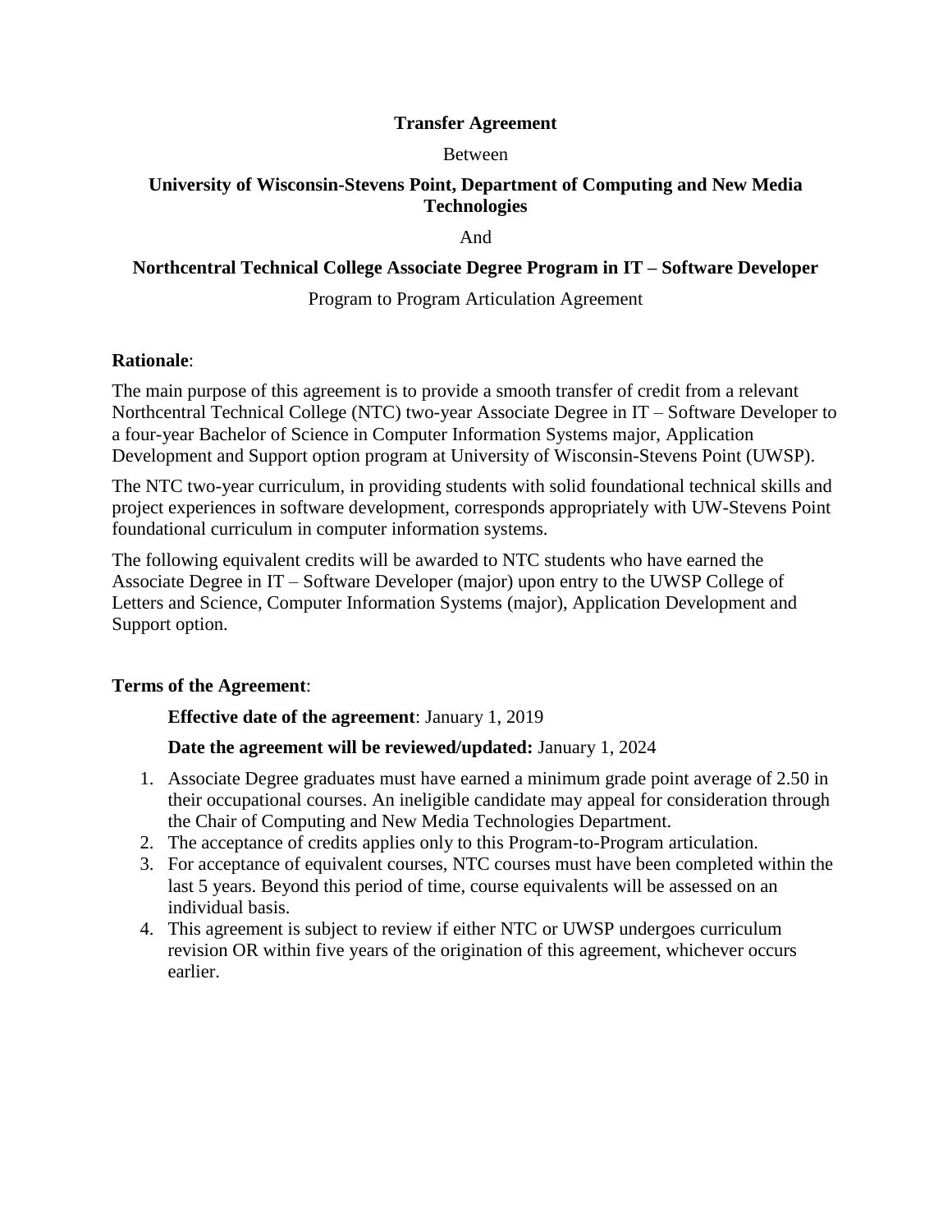**Transfer Agreement**

Between

**University of Wisconsin-Stevens Point, Department of Computing and New Media Technologies**

And

**Northcentral Technical College Associate Degree Program in IT – Software Developer**

Program to Program Articulation Agreement

**Rationale**:

The main purpose of this agreement is to provide a smooth transfer of credit from a relevant Northcentral Technical College (NTC) two-year Associate Degree in IT – Software Developer to a four-year Bachelor of Science in Computer Information Systems major, Application Development and Support option program at University of Wisconsin-Stevens Point (UWSP).

The NTC two-year curriculum, in providing students with solid foundational technical skills and project experiences in software development, corresponds appropriately with UW-Stevens Point foundational curriculum in computer information systems.

The following equivalent credits will be awarded to NTC students who have earned the Associate Degree in IT – Software Developer (major) upon entry to the UWSP College of Letters and Science, Computer Information Systems (major), Application Development and Support option.

**Terms of the Agreement**:

**Effective date of the agreement**: January 1, 2019

**Date the agreement will be reviewed/updated:** January 1, 2024

1. Associate Degree graduates must have earned a minimum grade point average of 2.50 in their occupational courses. An ineligible candidate may appeal for consideration through the Chair of Computing and New Media Technologies Department.
2. The acceptance of credits applies only to this Program-to-Program articulation.
3. For acceptance of equivalent courses, NTC courses must have been completed within the last 5 years. Beyond this period of time, course equivalents will be assessed on an individual basis.
4. This agreement is subject to review if either NTC or UWSP undergoes curriculum revision OR within five years of the origination of this agreement, whichever occurs earlier.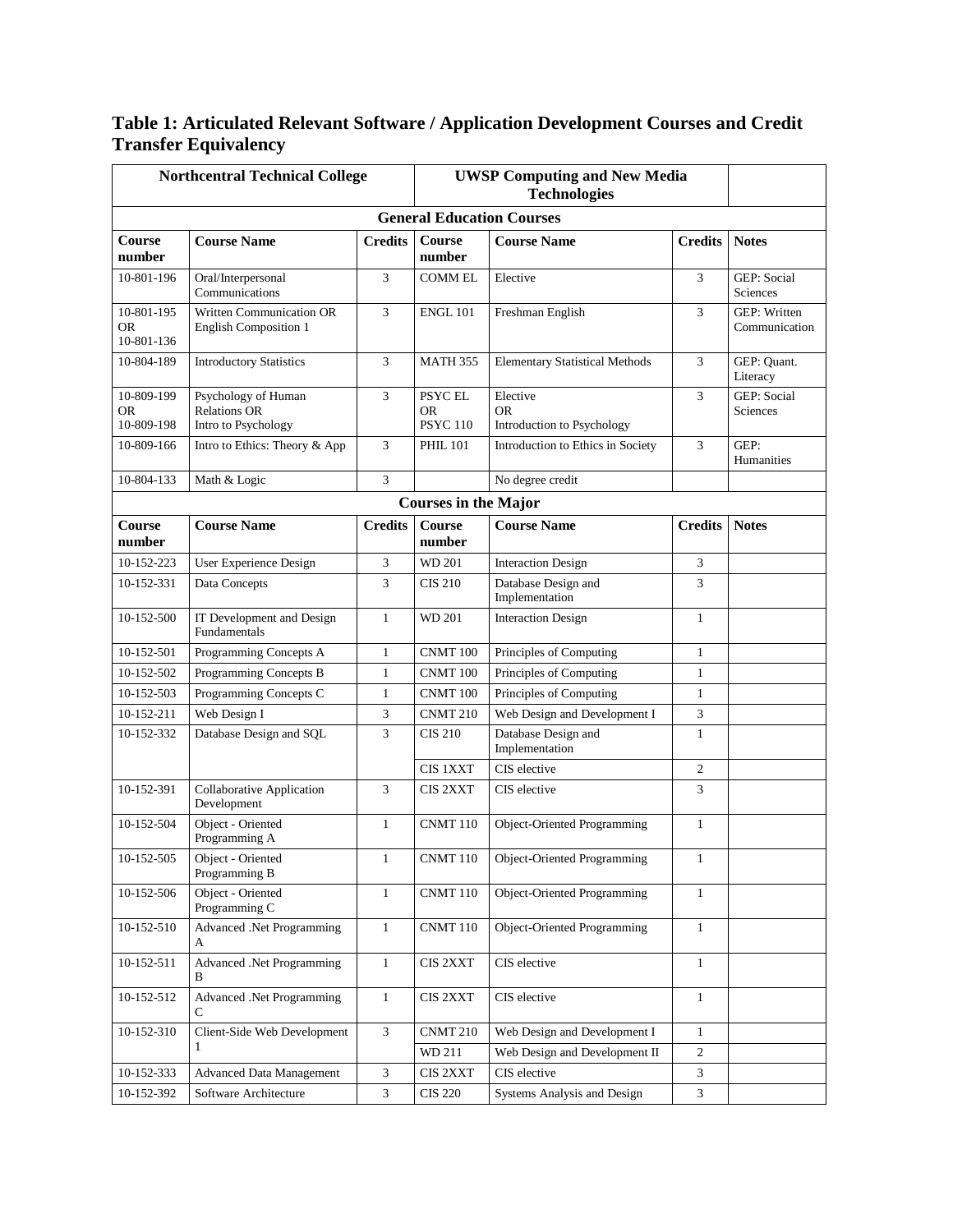# Table 1: Articulated Relevant Software / Application Development Courses and Credit Transfer Equivalency

| Northcentral Technical College | | | UWSP Computing and New Media Technologies | | | |
|---|---|---|---|---|---|---|
| **General Education Courses** | | | | | | |
| **Course number** | **Course Name** | **Credits** | **Course number** | **Course Name** | **Credits** | **Notes** |
| 10-801-196 | Oral/Interpersonal Communications | 3 | COMM EL | Elective | 3 | GEP: Social Sciences |
| 10-801-195 OR 10-801-136 | Written Communication OR English Composition 1 | 3 | ENGL 101 | Freshman English | 3 | GEP: Written Communication |
| 10-804-189 | Introductory Statistics | 3 | MATH 355 | Elementary Statistical Methods | 3 | GEP: Quant. Literacy |
| 10-809-199 OR 10-809-198 | Psychology of Human Relations OR Intro to Psychology | 3 | PSYC EL OR PSYC 110 | Elective OR Introduction to Psychology | 3 | GEP: Social Sciences |
| 10-809-166 | Intro to Ethics: Theory & App | 3 | PHIL 101 | Introduction to Ethics in Society | 3 | GEP: Humanities |
| 10-804-133 | Math & Logic | 3 | | No degree credit | | |
| **Courses in the Major** | | | | | | |
| **Course number** | **Course Name** | **Credits** | **Course number** | **Course Name** | **Credits** | **Notes** |
| 10-152-223 | User Experience Design | 3 | WD 201 | Interaction Design | 3 | |
| 10-152-331 | Data Concepts | 3 | CIS 210 | Database Design and Implementation | 3 | |
| 10-152-500 | IT Development and Design Fundamentals | 1 | WD 201 | Interaction Design | 1 | |
| 10-152-501 | Programming Concepts A | 1 | CNMT 100 | Principles of Computing | 1 | |
| 10-152-502 | Programming Concepts B | 1 | CNMT 100 | Principles of Computing | 1 | |
| 10-152-503 | Programming Concepts C | 1 | CNMT 100 | Principles of Computing | 1 | |
| 10-152-211 | Web Design I | 3 | CNMT 210 | Web Design and Development I | 3 | |
| 10-152-332 | Database Design and SQL | 3 | CIS 210 | Database Design and Implementation | 1 | |
| | | | CIS 1XXT | CIS elective | 2 | |
| 10-152-391 | Collaborative Application Development | 3 | CIS 2XXT | CIS elective | 3 | |
| 10-152-504 | Object - Oriented Programming A | 1 | CNMT 110 | Object-Oriented Programming | 1 | |
| 10-152-505 | Object - Oriented Programming B | 1 | CNMT 110 | Object-Oriented Programming | 1 | |
| 10-152-506 | Object - Oriented Programming C | 1 | CNMT 110 | Object-Oriented Programming | 1 | |
| 10-152-510 | Advanced .Net Programming A | 1 | CNMT 110 | Object-Oriented Programming | 1 | |
| 10-152-511 | Advanced .Net Programming B | 1 | CIS 2XXT | CIS elective | 1 | |
| 10-152-512 | Advanced .Net Programming C | 1 | CIS 2XXT | CIS elective | 1 | |
| 10-152-310 | Client-Side Web Development 1 | 3 | CNMT 210 | Web Design and Development I | 1 | |
| | | | WD 211 | Web Design and Development II | 2 | |
| 10-152-333 | Advanced Data Management | 3 | CIS 2XXT | CIS elective | 3 | |
| 10-152-392 | Software Architecture | 3 | CIS 220 | Systems Analysis and Design | 3 | |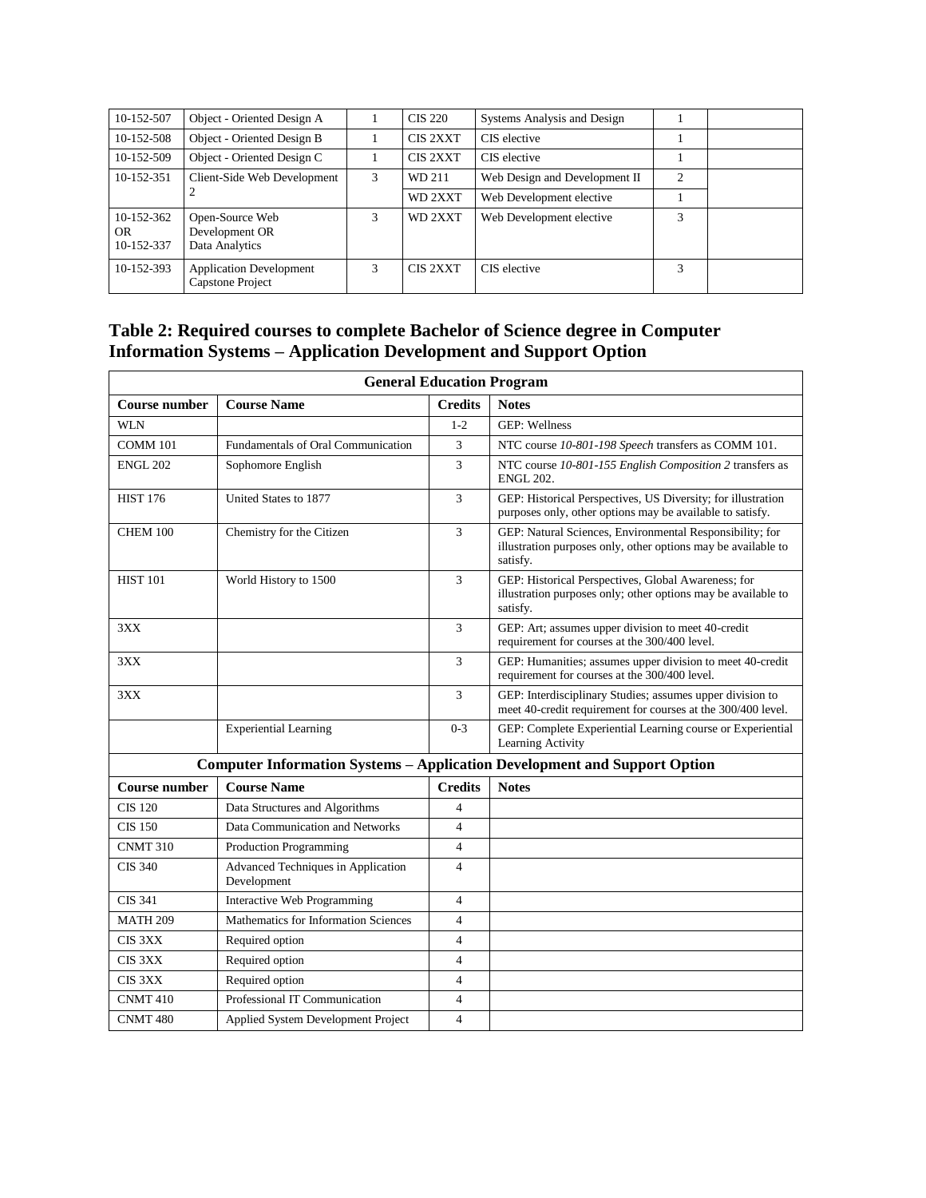| | | | | | | |
|---|---|---|---|---|---|---|
| 10-152-507 | Object - Oriented Design A | 1 | CIS 220 | Systems Analysis and Design | 1 | |
| 10-152-508 | Object - Oriented Design B | 1 | CIS 2XXT | CIS elective | 1 | |
| 10-152-509 | Object - Oriented Design C | 1 | CIS 2XXT | CIS elective | 1 | |
| 10-152-351 | Client-Side Web Development 2 | 3 | WD 211 | Web Design and Development II | 2 | |
| | | | WD 2XXT | Web Development elective | 1 | |
| 10-152-362 OR 10-152-337 | Open-Source Web Development OR Data Analytics | 3 | WD 2XXT | Web Development elective | 3 | |
| 10-152-393 | Application Development Capstone Project | 3 | CIS 2XXT | CIS elective | 3 | |

## Table 2: Required courses to complete Bachelor of Science degree in Computer Information Systems – Application Development and Support Option

| General Education Program | | | |
|---|---|---|---|
| **Course number** | **Course Name** | **Credits** | **Notes** |
| WLN | | 1-2 | GEP: Wellness |
| COMM 101 | Fundamentals of Oral Communication | 3 | NTC course *10-801-198 Speech* transfers as COMM 101. |
| ENGL 202 | Sophomore English | 3 | NTC course *10-801-155 English Composition 2* transfers as ENGL 202. |
| HIST 176 | United States to 1877 | 3 | GEP: Historical Perspectives, US Diversity; for illustration purposes only, other options may be available to satisfy. |
| CHEM 100 | Chemistry for the Citizen | 3 | GEP: Natural Sciences, Environmental Responsibility; for illustration purposes only, other options may be available to satisfy. |
| HIST 101 | World History to 1500 | 3 | GEP: Historical Perspectives, Global Awareness; for illustration purposes only; other options may be available to satisfy. |
| 3XX | | 3 | GEP: Art; assumes upper division to meet 40-credit requirement for courses at the 300/400 level. |
| 3XX | | 3 | GEP: Humanities; assumes upper division to meet 40-credit requirement for courses at the 300/400 level. |
| 3XX | | 3 | GEP: Interdisciplinary Studies; assumes upper division to meet 40-credit requirement for courses at the 300/400 level. |
| | Experiential Learning | 0-3 | GEP: Complete Experiential Learning course or Experiential Learning Activity |
| **Computer Information Systems – Application Development and Support Option** | | | |
| **Course number** | **Course Name** | **Credits** | **Notes** |
| CIS 120 | Data Structures and Algorithms | 4 | |
| CIS 150 | Data Communication and Networks | 4 | |
| CNMT 310 | Production Programming | 4 | |
| CIS 340 | Advanced Techniques in Application Development | 4 | |
| CIS 341 | Interactive Web Programming | 4 | |
| MATH 209 | Mathematics for Information Sciences | 4 | |
| CIS 3XX | Required option | 4 | |
| CIS 3XX | Required option | 4 | |
| CIS 3XX | Required option | 4 | |
| CNMT 410 | Professional IT Communication | 4 | |
| CNMT 480 | Applied System Development Project | 4 | |